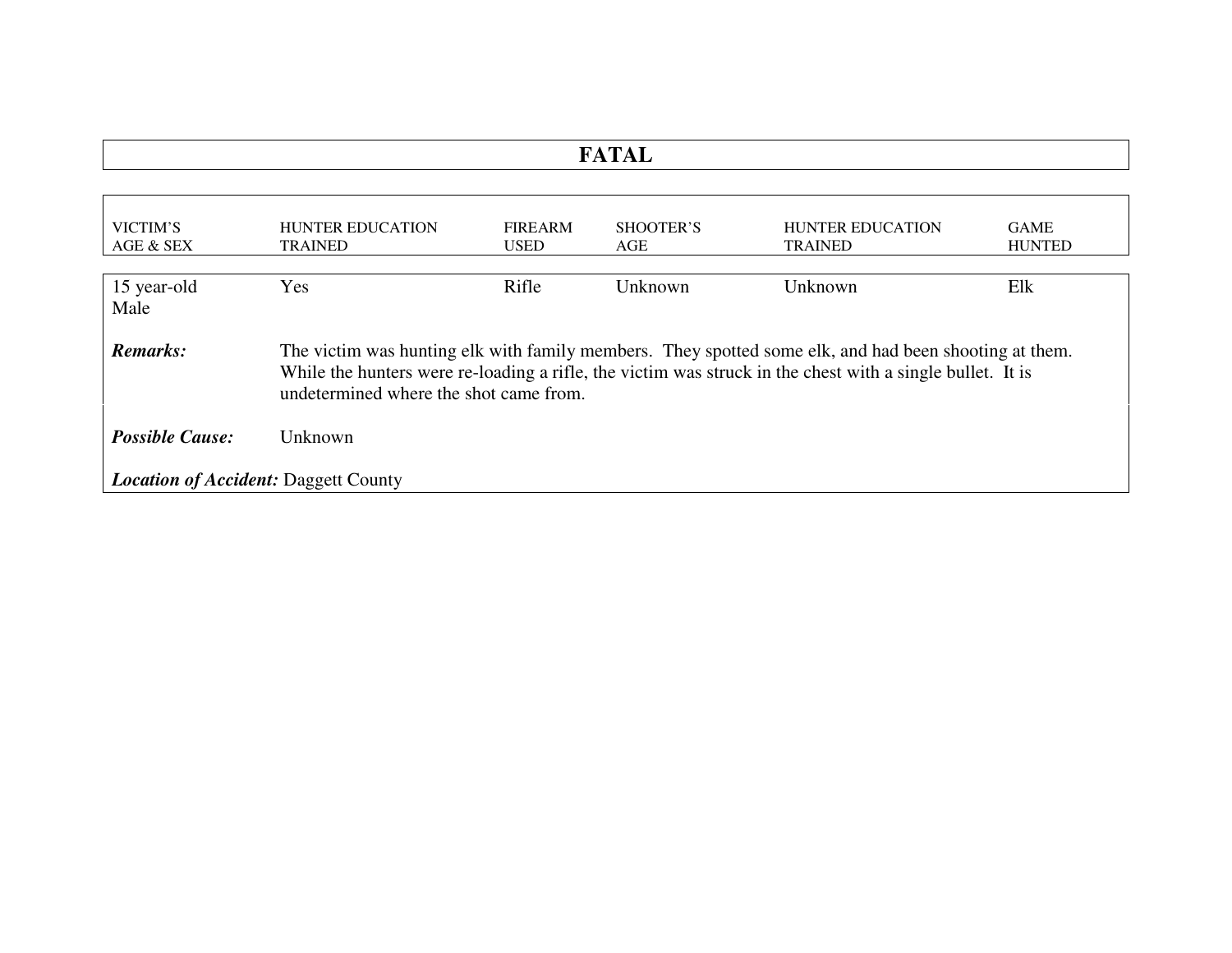## FATAL

| VICTIM'S AGE & SEX | HUNTER EDUCATION TRAINED | FIREARM USED | SHOOTER'S AGE | HUNTER EDUCATION TRAINED | GAME HUNTED |
|---|---|---|---|---|---|
| 15 year-old Male | Yes | Rifle | Unknown | Unknown | Elk |

***Remarks:*** The victim was hunting elk with family members. They spotted some elk, and had been shooting at them. While the hunters were re-loading a rifle, the victim was struck in the chest with a single bullet. It is undetermined where the shot came from.

***Possible Cause:*** Unknown

***Location of Accident:*** Daggett County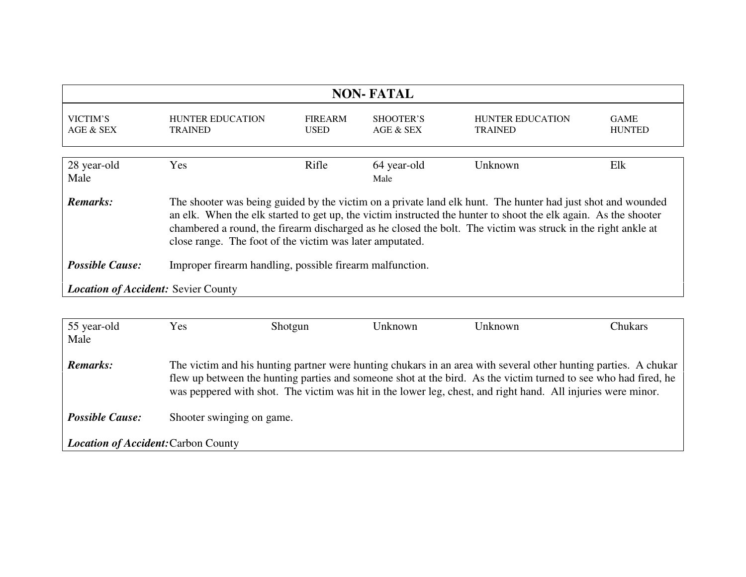## NON- FATAL

| VICTIM'S AGE & SEX | HUNTER EDUCATION TRAINED | FIREARM USED | SHOOTER'S AGE & SEX | HUNTER EDUCATION TRAINED | GAME HUNTED |
|---|---|---|---|---|---|
| 28 year-old Male | Yes | Rifle | 64 year-old Male | Unknown | Elk |

***Remarks:*** The shooter was being guided by the victim on a private land elk hunt. The hunter had just shot and wounded an elk. When the elk started to get up, the victim instructed the hunter to shoot the elk again. As the shooter chambered a round, the firearm discharged as he closed the bolt. The victim was struck in the right ankle at close range. The foot of the victim was later amputated.

***Possible Cause:*** Improper firearm handling, possible firearm malfunction.

***Location of Accident:*** Sevier County

| VICTIM'S AGE & SEX | HUNTER EDUCATION TRAINED | FIREARM USED | SHOOTER'S AGE & SEX | HUNTER EDUCATION TRAINED | GAME HUNTED |
|---|---|---|---|---|---|
| 55 year-old Male | Yes | Shotgun | Unknown | Unknown | Chukars |

***Remarks:*** The victim and his hunting partner were hunting chukars in an area with several other hunting parties. A chukar flew up between the hunting parties and someone shot at the bird. As the victim turned to see who had fired, he was peppered with shot. The victim was hit in the lower leg, chest, and right hand. All injuries were minor.

***Possible Cause:*** Shooter swinging on game.

***Location of Accident:*** Carbon County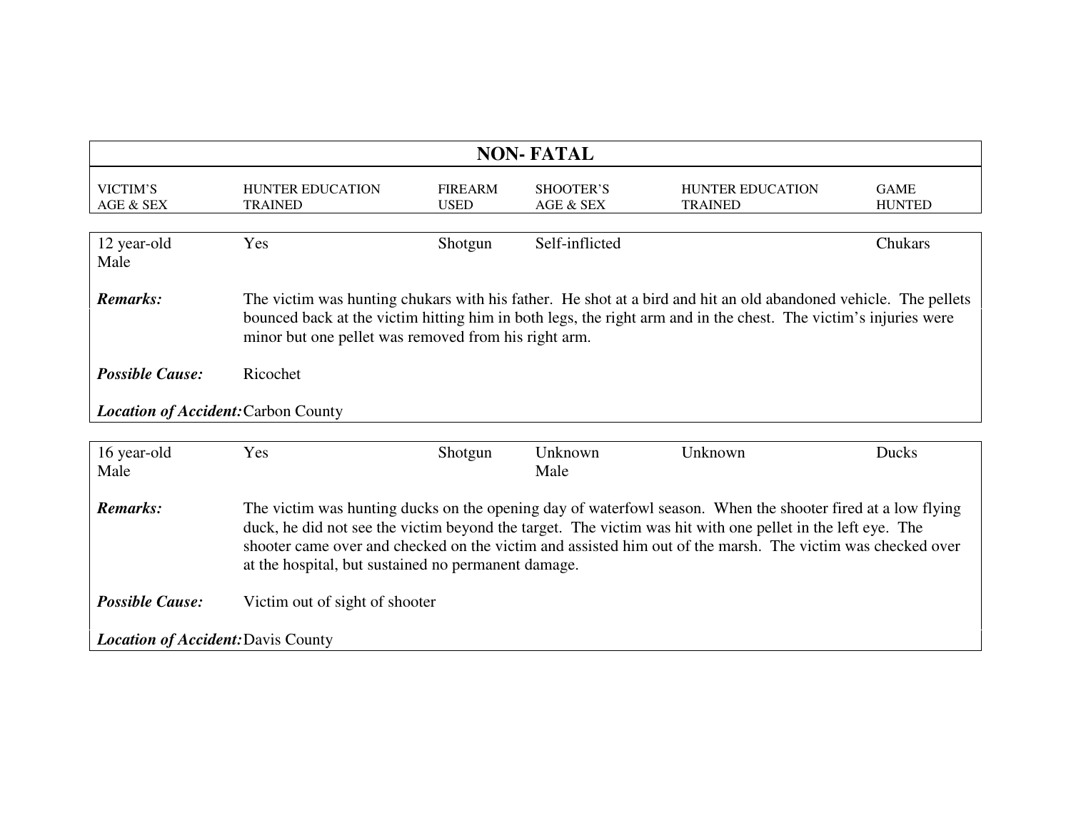## NON- FATAL

| VICTIM'S AGE & SEX | HUNTER EDUCATION TRAINED | FIREARM USED | SHOOTER'S AGE & SEX | HUNTER EDUCATION TRAINED | GAME HUNTED |
|---|---|---|---|---|---|
| 12 year-old Male | Yes | Shotgun | Self-inflicted | | Chukars |

***Remarks:*** The victim was hunting chukars with his father. He shot at a bird and hit an old abandoned vehicle. The pellets bounced back at the victim hitting him in both legs, the right arm and in the chest. The victim's injuries were minor but one pellet was removed from his right arm.

***Possible Cause:*** Ricochet

***Location of Accident:*** Carbon County

| VICTIM'S AGE & SEX | HUNTER EDUCATION TRAINED | FIREARM USED | SHOOTER'S AGE & SEX | HUNTER EDUCATION TRAINED | GAME HUNTED |
|---|---|---|---|---|---|
| 16 year-old Male | Yes | Shotgun | Unknown Male | Unknown | Ducks |

***Remarks:*** The victim was hunting ducks on the opening day of waterfowl season. When the shooter fired at a low flying duck, he did not see the victim beyond the target. The victim was hit with one pellet in the left eye. The shooter came over and checked on the victim and assisted him out of the marsh. The victim was checked over at the hospital, but sustained no permanent damage.

***Possible Cause:*** Victim out of sight of shooter

***Location of Accident:*** Davis County